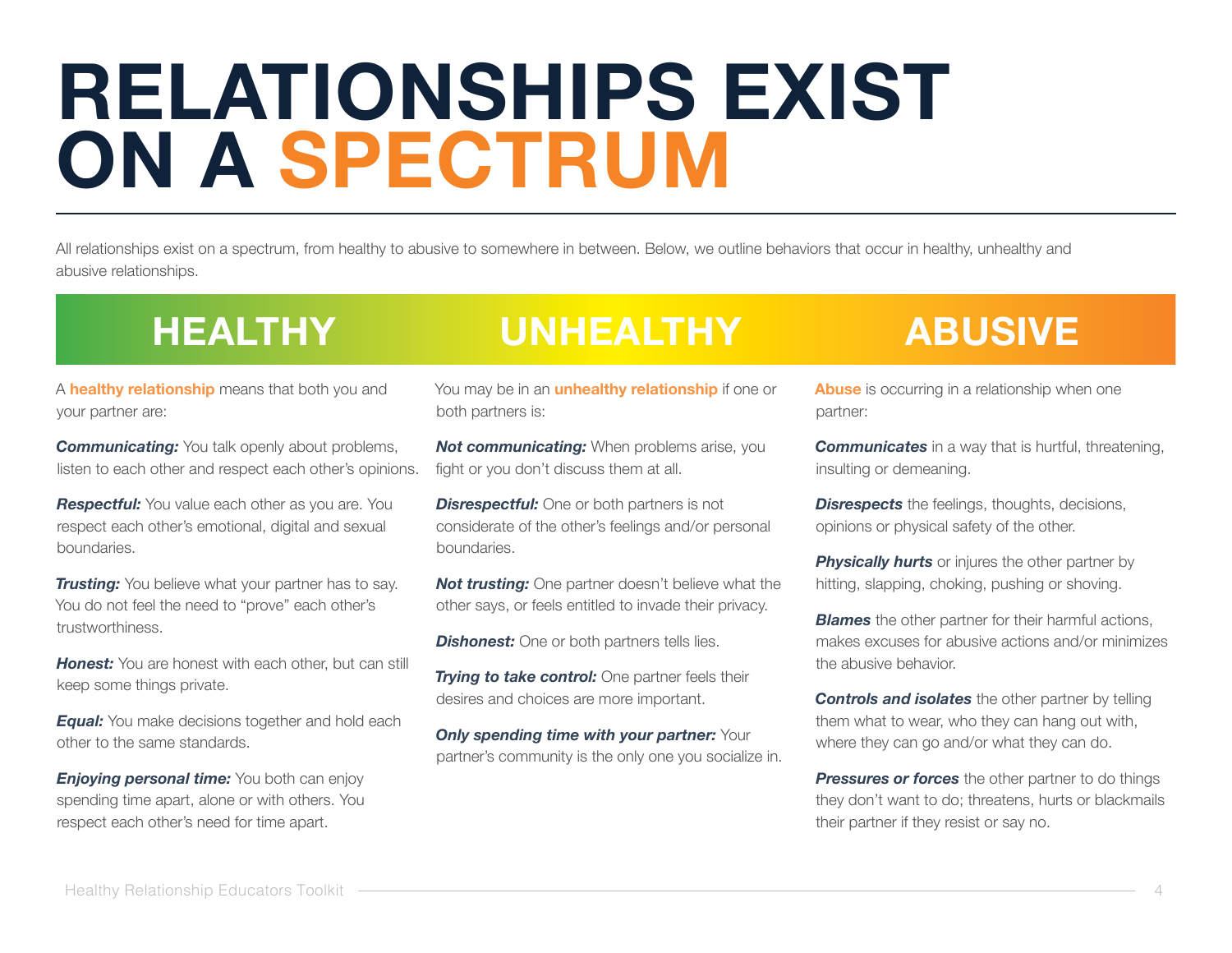# RELATIONSHIPS EXIST ON A SPECTRUM

All relationships exist on a spectrum, from healthy to abusive to somewhere in between. Below, we outline behaviors that occur in healthy, unhealthy and abusive relationships.

## HEALTHY

A **healthy relationship** means that both you and your partner are:

***Communicating:*** You talk openly about problems, listen to each other and respect each other's opinions.

***Respectful:*** You value each other as you are. You respect each other's emotional, digital and sexual boundaries.

***Trusting:*** You believe what your partner has to say. You do not feel the need to "prove" each other's trustworthiness.

***Honest:*** You are honest with each other, but can still keep some things private.

***Equal:*** You make decisions together and hold each other to the same standards.

***Enjoying personal time:*** You both can enjoy spending time apart, alone or with others. You respect each other's need for time apart.

## UNHEALTHY

You may be in an **unhealthy relationship** if one or both partners is:

***Not communicating:*** When problems arise, you fight or you don't discuss them at all.

***Disrespectful:*** One or both partners is not considerate of the other's feelings and/or personal boundaries.

***Not trusting:*** One partner doesn't believe what the other says, or feels entitled to invade their privacy.

***Dishonest:*** One or both partners tells lies.

***Trying to take control:*** One partner feels their desires and choices are more important.

***Only spending time with your partner:*** Your partner's community is the only one you socialize in.

## ABUSIVE

**Abuse** is occurring in a relationship when one partner:

***Communicates*** in a way that is hurtful, threatening, insulting or demeaning.

***Disrespects*** the feelings, thoughts, decisions, opinions or physical safety of the other.

***Physically hurts*** or injures the other partner by hitting, slapping, choking, pushing or shoving.

***Blames*** the other partner for their harmful actions, makes excuses for abusive actions and/or minimizes the abusive behavior.

***Controls and isolates*** the other partner by telling them what to wear, who they can hang out with, where they can go and/or what they can do.

***Pressures or forces*** the other partner to do things they don't want to do; threatens, hurts or blackmails their partner if they resist or say no.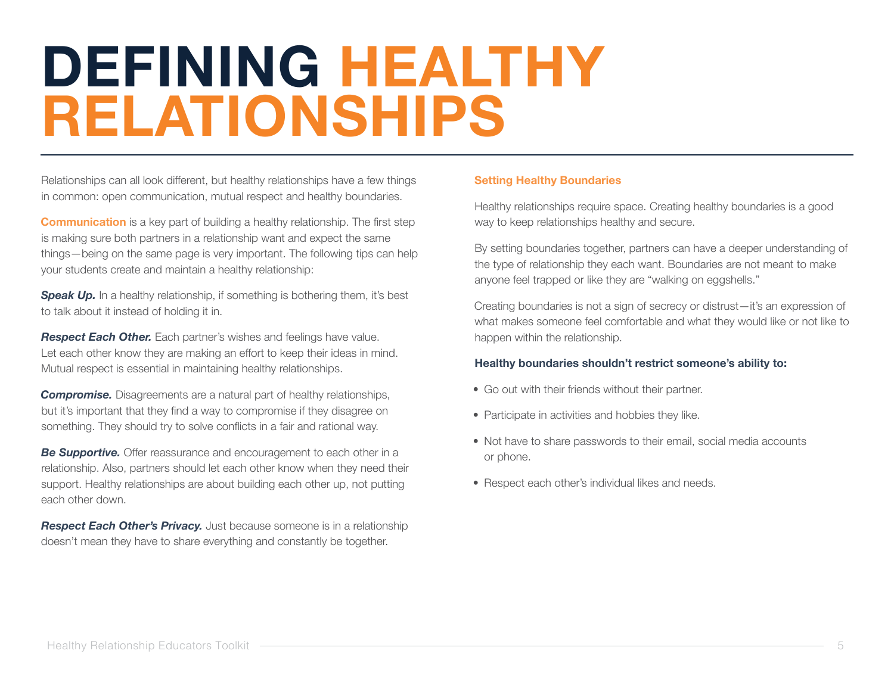# DEFINING HEALTHY RELATIONSHIPS

Relationships can all look different, but healthy relationships have a few things in common: open communication, mutual respect and healthy boundaries.

**Communication** is a key part of building a healthy relationship. The first step is making sure both partners in a relationship want and expect the same things—being on the same page is very important. The following tips can help your students create and maintain a healthy relationship:

***Speak Up.*** In a healthy relationship, if something is bothering them, it's best to talk about it instead of holding it in.

***Respect Each Other.*** Each partner's wishes and feelings have value. Let each other know they are making an effort to keep their ideas in mind. Mutual respect is essential in maintaining healthy relationships.

***Compromise.*** Disagreements are a natural part of healthy relationships, but it's important that they find a way to compromise if they disagree on something. They should try to solve conflicts in a fair and rational way.

***Be Supportive.*** Offer reassurance and encouragement to each other in a relationship. Also, partners should let each other know when they need their support. Healthy relationships are about building each other up, not putting each other down.

***Respect Each Other's Privacy.*** Just because someone is in a relationship doesn't mean they have to share everything and constantly be together.

### Setting Healthy Boundaries

Healthy relationships require space. Creating healthy boundaries is a good way to keep relationships healthy and secure.

By setting boundaries together, partners can have a deeper understanding of the type of relationship they each want. Boundaries are not meant to make anyone feel trapped or like they are "walking on eggshells."

Creating boundaries is not a sign of secrecy or distrust—it's an expression of what makes someone feel comfortable and what they would like or not like to happen within the relationship.

**Healthy boundaries shouldn't restrict someone's ability to:**

- Go out with their friends without their partner.
- Participate in activities and hobbies they like.
- Not have to share passwords to their email, social media accounts or phone.
- Respect each other's individual likes and needs.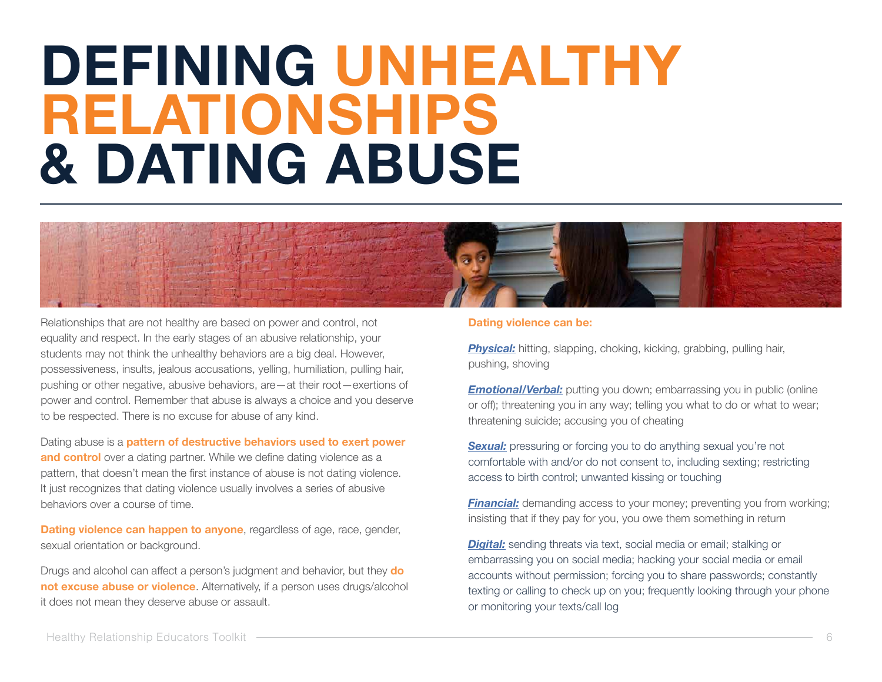# DEFINING UNHEALTHY RELATIONSHIPS & DATING ABUSE

Relationships that are not healthy are based on power and control, not equality and respect. In the early stages of an abusive relationship, your students may not think the unhealthy behaviors are a big deal. However, possessiveness, insults, jealous accusations, yelling, humiliation, pulling hair, pushing or other negative, abusive behaviors, are—at their root—exertions of power and control. Remember that abuse is always a choice and you deserve to be respected. There is no excuse for abuse of any kind.

Dating abuse is a **pattern of destructive behaviors used to exert power and control** over a dating partner. While we define dating violence as a pattern, that doesn't mean the first instance of abuse is not dating violence. It just recognizes that dating violence usually involves a series of abusive behaviors over a course of time.

**Dating violence can happen to anyone**, regardless of age, race, gender, sexual orientation or background.

Drugs and alcohol can affect a person's judgment and behavior, but they **do not excuse abuse or violence**. Alternatively, if a person uses drugs/alcohol it does not mean they deserve abuse or assault.

**Dating violence can be:**

***Physical:*** hitting, slapping, choking, kicking, grabbing, pulling hair, pushing, shoving

***Emotional/Verbal:*** putting you down; embarrassing you in public (online or off); threatening you in any way; telling you what to do or what to wear; threatening suicide; accusing you of cheating

***Sexual:*** pressuring or forcing you to do anything sexual you're not comfortable with and/or do not consent to, including sexting; restricting access to birth control; unwanted kissing or touching

***Financial:*** demanding access to your money; preventing you from working; insisting that if they pay for you, you owe them something in return

***Digital:*** sending threats via text, social media or email; stalking or embarrassing you on social media; hacking your social media or email accounts without permission; forcing you to share passwords; constantly texting or calling to check up on you; frequently looking through your phone or monitoring your texts/call log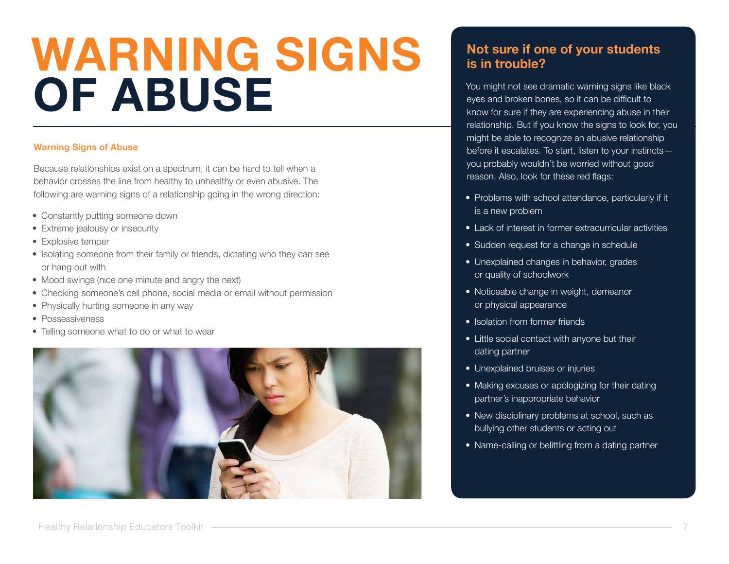# WARNING SIGNS OF ABUSE

### Warning Signs of Abuse

Because relationships exist on a spectrum, it can be hard to tell when a behavior crosses the line from healthy to unhealthy or even abusive. The following are warning signs of a relationship going in the wrong direction:

- Constantly putting someone down
- Extreme jealousy or insecurity
- Explosive temper
- Isolating someone from their family or friends, dictating who they can see or hang out with
- Mood swings (nice one minute and angry the next)
- Checking someone's cell phone, social media or email without permission
- Physically hurting someone in any way
- Possessiveness
- Telling someone what to do or what to wear

## Not sure if one of your students is in trouble?

You might not see dramatic warning signs like black eyes and broken bones, so it can be difficult to know for sure if they are experiencing abuse in their relationship. But if you know the signs to look for, you might be able to recognize an abusive relationship before it escalates. To start, listen to your instincts—you probably wouldn't be worried without good reason. Also, look for these red flags:

- Problems with school attendance, particularly if it is a new problem
- Lack of interest in former extracurricular activities
- Sudden request for a change in schedule
- Unexplained changes in behavior, grades or quality of schoolwork
- Noticeable change in weight, demeanor or physical appearance
- Isolation from former friends
- Little social contact with anyone but their dating partner
- Unexplained bruises or injuries
- Making excuses or apologizing for their dating partner's inappropriate behavior
- New disciplinary problems at school, such as bullying other students or acting out
- Name-calling or belittling from a dating partner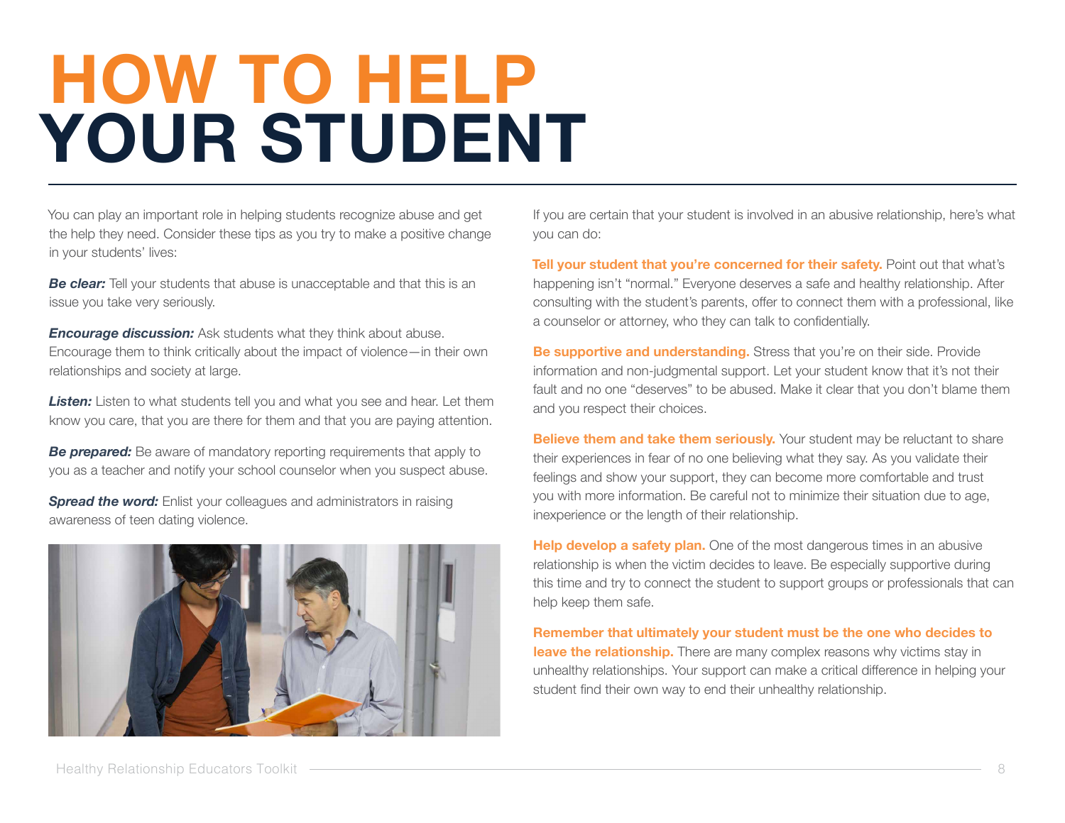# HOW TO HELP YOUR STUDENT

You can play an important role in helping students recognize abuse and get the help they need. Consider these tips as you try to make a positive change in your students' lives:

***Be clear:*** Tell your students that abuse is unacceptable and that this is an issue you take very seriously.

***Encourage discussion:*** Ask students what they think about abuse. Encourage them to think critically about the impact of violence—in their own relationships and society at large.

***Listen:*** Listen to what students tell you and what you see and hear. Let them know you care, that you are there for them and that you are paying attention.

***Be prepared:*** Be aware of mandatory reporting requirements that apply to you as a teacher and notify your school counselor when you suspect abuse.

***Spread the word:*** Enlist your colleagues and administrators in raising awareness of teen dating violence.

If you are certain that your student is involved in an abusive relationship, here's what you can do:

**Tell your student that you're concerned for their safety.** Point out that what's happening isn't "normal." Everyone deserves a safe and healthy relationship. After consulting with the student's parents, offer to connect them with a professional, like a counselor or attorney, who they can talk to confidentially.

**Be supportive and understanding.** Stress that you're on their side. Provide information and non-judgmental support. Let your student know that it's not their fault and no one "deserves" to be abused. Make it clear that you don't blame them and you respect their choices.

**Believe them and take them seriously.** Your student may be reluctant to share their experiences in fear of no one believing what they say. As you validate their feelings and show your support, they can become more comfortable and trust you with more information. Be careful not to minimize their situation due to age, inexperience or the length of their relationship.

**Help develop a safety plan.** One of the most dangerous times in an abusive relationship is when the victim decides to leave. Be especially supportive during this time and try to connect the student to support groups or professionals that can help keep them safe.

**Remember that ultimately your student must be the one who decides to leave the relationship.** There are many complex reasons why victims stay in unhealthy relationships. Your support can make a critical difference in helping your student find their own way to end their unhealthy relationship.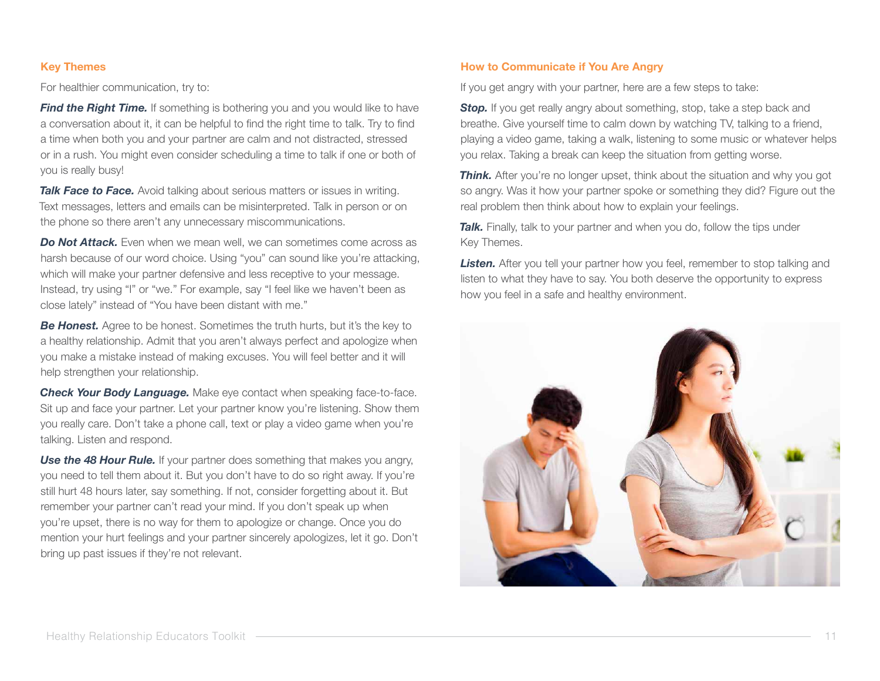## Key Themes

For healthier communication, try to:

***Find the Right Time.*** If something is bothering you and you would like to have a conversation about it, it can be helpful to find the right time to talk. Try to find a time when both you and your partner are calm and not distracted, stressed or in a rush. You might even consider scheduling a time to talk if one or both of you is really busy!

***Talk Face to Face.*** Avoid talking about serious matters or issues in writing. Text messages, letters and emails can be misinterpreted. Talk in person or on the phone so there aren't any unnecessary miscommunications.

***Do Not Attack.*** Even when we mean well, we can sometimes come across as harsh because of our word choice. Using "you" can sound like you're attacking, which will make your partner defensive and less receptive to your message. Instead, try using "I" or "we." For example, say "I feel like we haven't been as close lately" instead of "You have been distant with me."

***Be Honest.*** Agree to be honest. Sometimes the truth hurts, but it's the key to a healthy relationship. Admit that you aren't always perfect and apologize when you make a mistake instead of making excuses. You will feel better and it will help strengthen your relationship.

***Check Your Body Language.*** Make eye contact when speaking face-to-face. Sit up and face your partner. Let your partner know you're listening. Show them you really care. Don't take a phone call, text or play a video game when you're talking. Listen and respond.

***Use the 48 Hour Rule.*** If your partner does something that makes you angry, you need to tell them about it. But you don't have to do so right away. If you're still hurt 48 hours later, say something. If not, consider forgetting about it. But remember your partner can't read your mind. If you don't speak up when you're upset, there is no way for them to apologize or change. Once you do mention your hurt feelings and your partner sincerely apologizes, let it go. Don't bring up past issues if they're not relevant.

## How to Communicate if You Are Angry

If you get angry with your partner, here are a few steps to take:

***Stop.*** If you get really angry about something, stop, take a step back and breathe. Give yourself time to calm down by watching TV, talking to a friend, playing a video game, taking a walk, listening to some music or whatever helps you relax. Taking a break can keep the situation from getting worse.

***Think.*** After you're no longer upset, think about the situation and why you got so angry. Was it how your partner spoke or something they did? Figure out the real problem then think about how to explain your feelings.

***Talk.*** Finally, talk to your partner and when you do, follow the tips under Key Themes.

***Listen.*** After you tell your partner how you feel, remember to stop talking and listen to what they have to say. You both deserve the opportunity to express how you feel in a safe and healthy environment.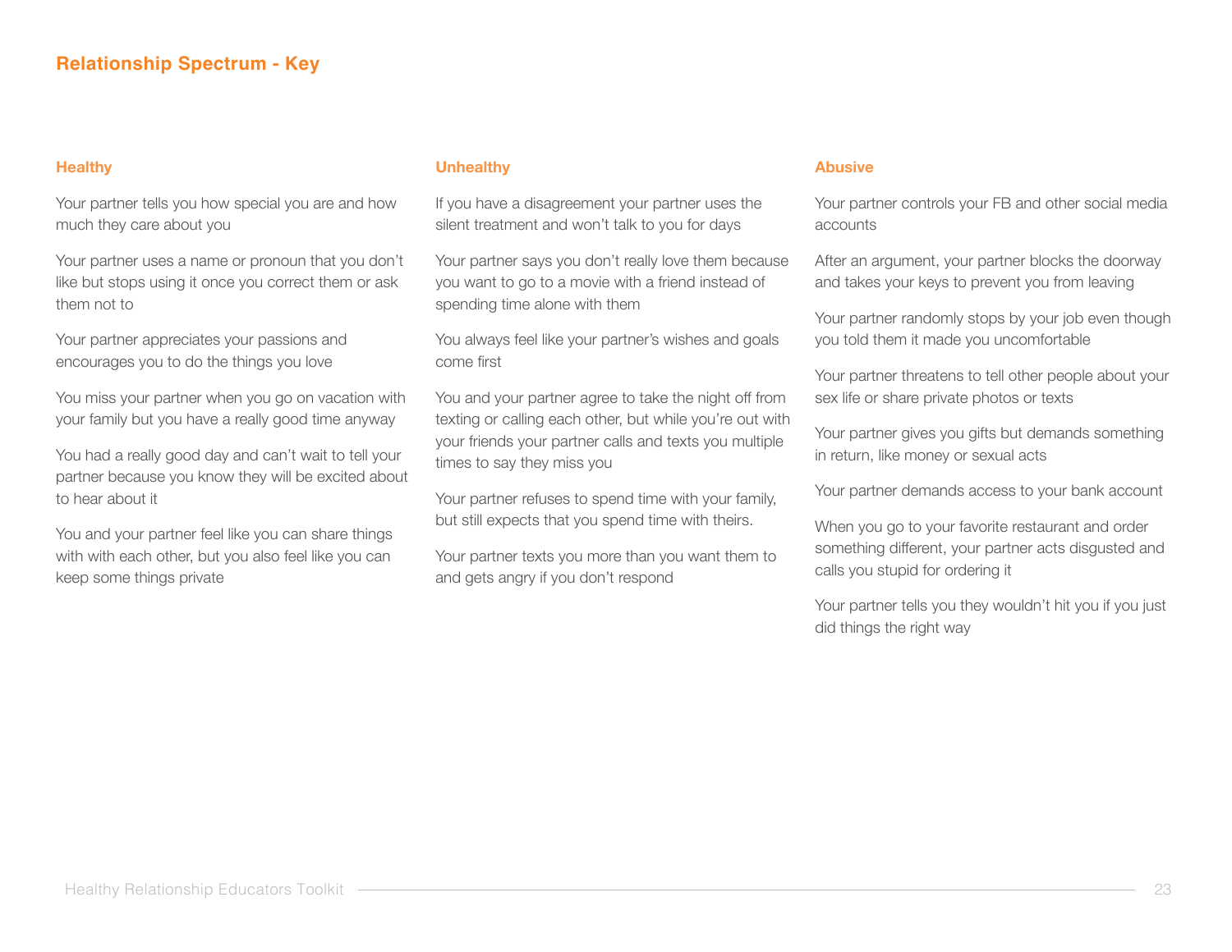## Relationship Spectrum - Key

### Healthy

Your partner tells you how special you are and how much they care about you

Your partner uses a name or pronoun that you don't like but stops using it once you correct them or ask them not to

Your partner appreciates your passions and encourages you to do the things you love

You miss your partner when you go on vacation with your family but you have a really good time anyway

You had a really good day and can't wait to tell your partner because you know they will be excited about to hear about it

You and your partner feel like you can share things with with each other, but you also feel like you can keep some things private

### Unhealthy

If you have a disagreement your partner uses the silent treatment and won't talk to you for days

Your partner says you don't really love them because you want to go to a movie with a friend instead of spending time alone with them

You always feel like your partner's wishes and goals come first

You and your partner agree to take the night off from texting or calling each other, but while you're out with your friends your partner calls and texts you multiple times to say they miss you

Your partner refuses to spend time with your family, but still expects that you spend time with theirs.

Your partner texts you more than you want them to and gets angry if you don't respond

### Abusive

Your partner controls your FB and other social media accounts

After an argument, your partner blocks the doorway and takes your keys to prevent you from leaving

Your partner randomly stops by your job even though you told them it made you uncomfortable

Your partner threatens to tell other people about your sex life or share private photos or texts

Your partner gives you gifts but demands something in return, like money or sexual acts

Your partner demands access to your bank account

When you go to your favorite restaurant and order something different, your partner acts disgusted and calls you stupid for ordering it

Your partner tells you they wouldn't hit you if you just did things the right way